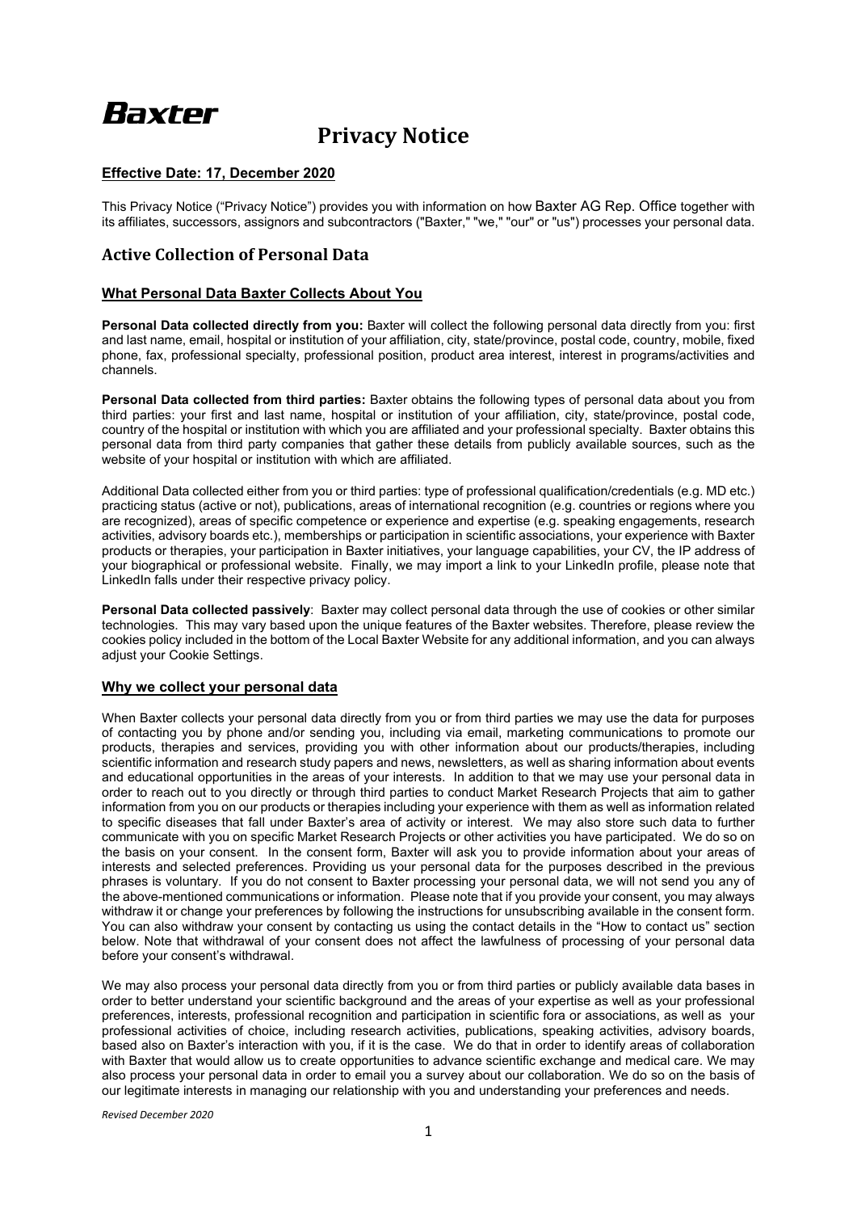Baxter

# Privacy Notice

**Effective Date: 17, December 2020**

This Privacy Notice ("Privacy Notice") provides you with information on how Baxter AG Rep. Office together with its affiliates, successors, assignors and subcontractors ("Baxter," "we," "our" or "us") processes your personal data.

## Active Collection of Personal Data

### What Personal Data Baxter Collects About You

**Personal Data collected directly from you:** Baxter will collect the following personal data directly from you: first and last name, email, hospital or institution of your affiliation, city, state/province, postal code, country, mobile, fixed phone, fax, professional specialty, professional position, product area interest, interest in programs/activities and channels.

**Personal Data collected from third parties:** Baxter obtains the following types of personal data about you from third parties: your first and last name, hospital or institution of your affiliation, city, state/province, postal code, country of the hospital or institution with which you are affiliated and your professional specialty. Baxter obtains this personal data from third party companies that gather these details from publicly available sources, such as the website of your hospital or institution with which are affiliated.

Additional Data collected either from you or third parties: type of professional qualification/credentials (e.g. MD etc.) practicing status (active or not), publications, areas of international recognition (e.g. countries or regions where you are recognized), areas of specific competence or experience and expertise (e.g. speaking engagements, research activities, advisory boards etc.), memberships or participation in scientific associations, your experience with Baxter products or therapies, your participation in Baxter initiatives, your language capabilities, your CV, the IP address of your biographical or professional website. Finally, we may import a link to your LinkedIn profile, please note that LinkedIn falls under their respective privacy policy.

**Personal Data collected passively**: Baxter may collect personal data through the use of cookies or other similar technologies. This may vary based upon the unique features of the Baxter websites. Therefore, please review the cookies policy included in the bottom of the Local Baxter Website for any additional information, and you can always adjust your Cookie Settings.

### Why we collect your personal data

When Baxter collects your personal data directly from you or from third parties we may use the data for purposes of contacting you by phone and/or sending you, including via email, marketing communications to promote our products, therapies and services, providing you with other information about our products/therapies, including scientific information and research study papers and news, newsletters, as well as sharing information about events and educational opportunities in the areas of your interests. In addition to that we may use your personal data in order to reach out to you directly or through third parties to conduct Market Research Projects that aim to gather information from you on our products or therapies including your experience with them as well as information related to specific diseases that fall under Baxter's area of activity or interest. We may also store such data to further communicate with you on specific Market Research Projects or other activities you have participated. We do so on the basis on your consent. In the consent form, Baxter will ask you to provide information about your areas of interests and selected preferences. Providing us your personal data for the purposes described in the previous phrases is voluntary. If you do not consent to Baxter processing your personal data, we will not send you any of the above-mentioned communications or information. Please note that if you provide your consent, you may always withdraw it or change your preferences by following the instructions for unsubscribing available in the consent form. You can also withdraw your consent by contacting us using the contact details in the "How to contact us" section below. Note that withdrawal of your consent does not affect the lawfulness of processing of your personal data before your consent's withdrawal.

We may also process your personal data directly from you or from third parties or publicly available data bases in order to better understand your scientific background and the areas of your expertise as well as your professional preferences, interests, professional recognition and participation in scientific fora or associations, as well as your professional activities of choice, including research activities, publications, speaking activities, advisory boards, based also on Baxter's interaction with you, if it is the case. We do that in order to identify areas of collaboration with Baxter that would allow us to create opportunities to advance scientific exchange and medical care. We may also process your personal data in order to email you a survey about our collaboration. We do so on the basis of our legitimate interests in managing our relationship with you and understanding your preferences and needs.

*Revised December 2020*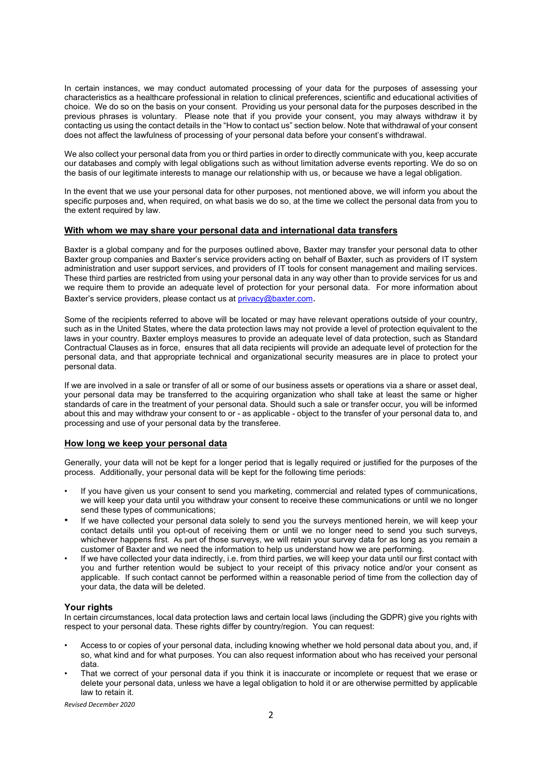In certain instances, we may conduct automated processing of your data for the purposes of assessing your characteristics as a healthcare professional in relation to clinical preferences, scientific and educational activities of choice. We do so on the basis on your consent. Providing us your personal data for the purposes described in the previous phrases is voluntary. Please note that if you provide your consent, you may always withdraw it by contacting us using the contact details in the "How to contact us" section below. Note that withdrawal of your consent does not affect the lawfulness of processing of your personal data before your consent's withdrawal.

We also collect your personal data from you or third parties in order to directly communicate with you, keep accurate our databases and comply with legal obligations such as without limitation adverse events reporting. We do so on the basis of our legitimate interests to manage our relationship with us, or because we have a legal obligation.

In the event that we use your personal data for other purposes, not mentioned above, we will inform you about the specific purposes and, when required, on what basis we do so, at the time we collect the personal data from you to the extent required by law.

## With whom we may share your personal data and international data transfers

Baxter is a global company and for the purposes outlined above, Baxter may transfer your personal data to other Baxter group companies and Baxter's service providers acting on behalf of Baxter, such as providers of IT system administration and user support services, and providers of IT tools for consent management and mailing services. These third parties are restricted from using your personal data in any way other than to provide services for us and we require them to provide an adequate level of protection for your personal data. For more information about Baxter's service providers, please contact us at privacy@baxter.com.

Some of the recipients referred to above will be located or may have relevant operations outside of your country, such as in the United States, where the data protection laws may not provide a level of protection equivalent to the laws in your country. Baxter employs measures to provide an adequate level of data protection, such as Standard Contractual Clauses as in force, ensures that all data recipients will provide an adequate level of protection for the personal data, and that appropriate technical and organizational security measures are in place to protect your personal data.

If we are involved in a sale or transfer of all or some of our business assets or operations via a share or asset deal, your personal data may be transferred to the acquiring organization who shall take at least the same or higher standards of care in the treatment of your personal data. Should such a sale or transfer occur, you will be informed about this and may withdraw your consent to or - as applicable - object to the transfer of your personal data to, and processing and use of your personal data by the transferee.

## How long we keep your personal data

Generally, your data will not be kept for a longer period that is legally required or justified for the purposes of the process. Additionally, your personal data will be kept for the following time periods:

- If you have given us your consent to send you marketing, commercial and related types of communications, we will keep your data until you withdraw your consent to receive these communications or until we no longer send these types of communications;
- If we have collected your personal data solely to send you the surveys mentioned herein, we will keep your contact details until you opt-out of receiving them or until we no longer need to send you such surveys, whichever happens first. As part of those surveys, we will retain your survey data for as long as you remain a customer of Baxter and we need the information to help us understand how we are performing.
- If we have collected your data indirectly, i.e. from third parties, we will keep your data until our first contact with you and further retention would be subject to your receipt of this privacy notice and/or your consent as applicable. If such contact cannot be performed within a reasonable period of time from the collection day of your data, the data will be deleted.

## Your rights

In certain circumstances, local data protection laws and certain local laws (including the GDPR) give you rights with respect to your personal data. These rights differ by country/region. You can request:

- Access to or copies of your personal data, including knowing whether we hold personal data about you, and, if so, what kind and for what purposes. You can also request information about who has received your personal data.
- That we correct of your personal data if you think it is inaccurate or incomplete or request that we erase or delete your personal data, unless we have a legal obligation to hold it or are otherwise permitted by applicable law to retain it.

*Revised December 2020*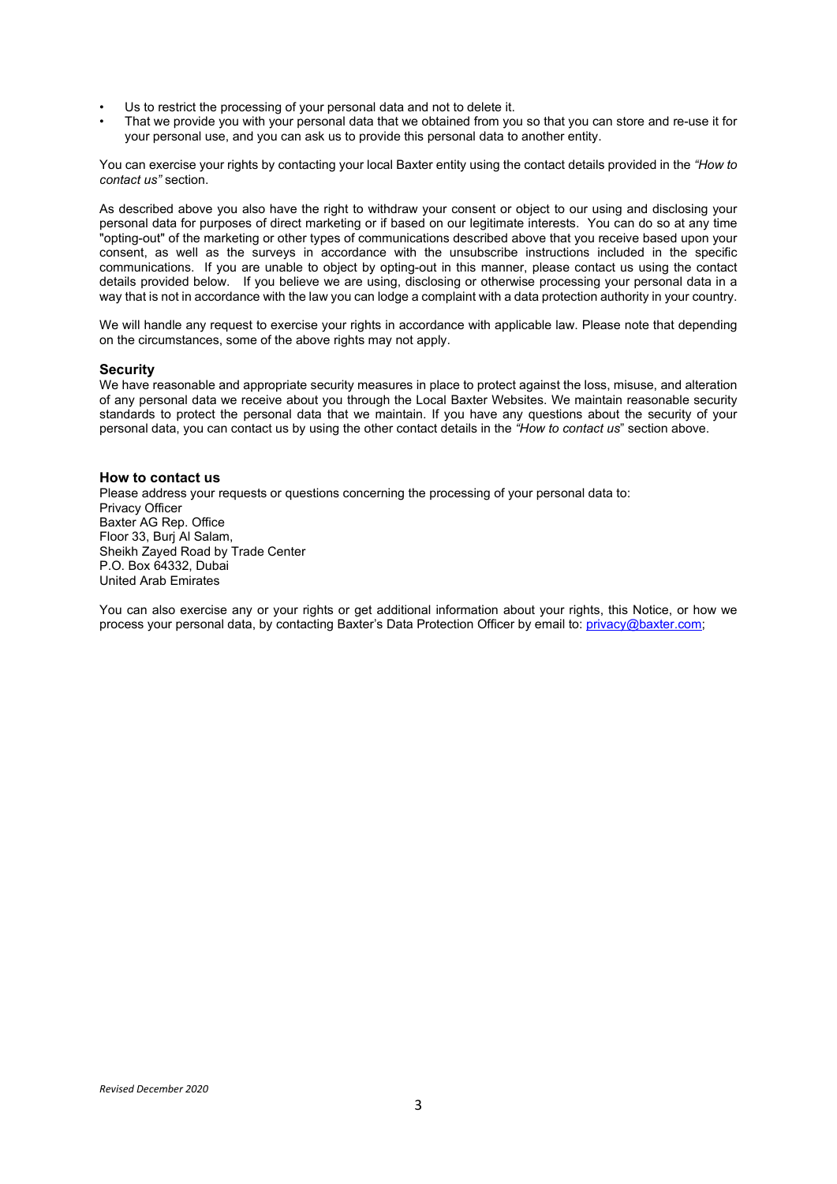- Us to restrict the processing of your personal data and not to delete it.
- That we provide you with your personal data that we obtained from you so that you can store and re-use it for your personal use, and you can ask us to provide this personal data to another entity.

You can exercise your rights by contacting your local Baxter entity using the contact details provided in the *"How to contact us"* section.

As described above you also have the right to withdraw your consent or object to our using and disclosing your personal data for purposes of direct marketing or if based on our legitimate interests. You can do so at any time "opting-out" of the marketing or other types of communications described above that you receive based upon your consent, as well as the surveys in accordance with the unsubscribe instructions included in the specific communications. If you are unable to object by opting-out in this manner, please contact us using the contact details provided below. If you believe we are using, disclosing or otherwise processing your personal data in a way that is not in accordance with the law you can lodge a complaint with a data protection authority in your country.

We will handle any request to exercise your rights in accordance with applicable law. Please note that depending on the circumstances, some of the above rights may not apply.

## Security

We have reasonable and appropriate security measures in place to protect against the loss, misuse, and alteration of any personal data we receive about you through the Local Baxter Websites. We maintain reasonable security standards to protect the personal data that we maintain. If you have any questions about the security of your personal data, you can contact us by using the other contact details in the *"How to contact us*" section above.

## How to contact us

Please address your requests or questions concerning the processing of your personal data to:
Privacy Officer
Baxter AG Rep. Office
Floor 33, Burj Al Salam,
Sheikh Zayed Road by Trade Center
P.O. Box 64332, Dubai
United Arab Emirates

You can also exercise any or your rights or get additional information about your rights, this Notice, or how we process your personal data, by contacting Baxter's Data Protection Officer by email to: privacy@baxter.com;

*Revised December 2020*